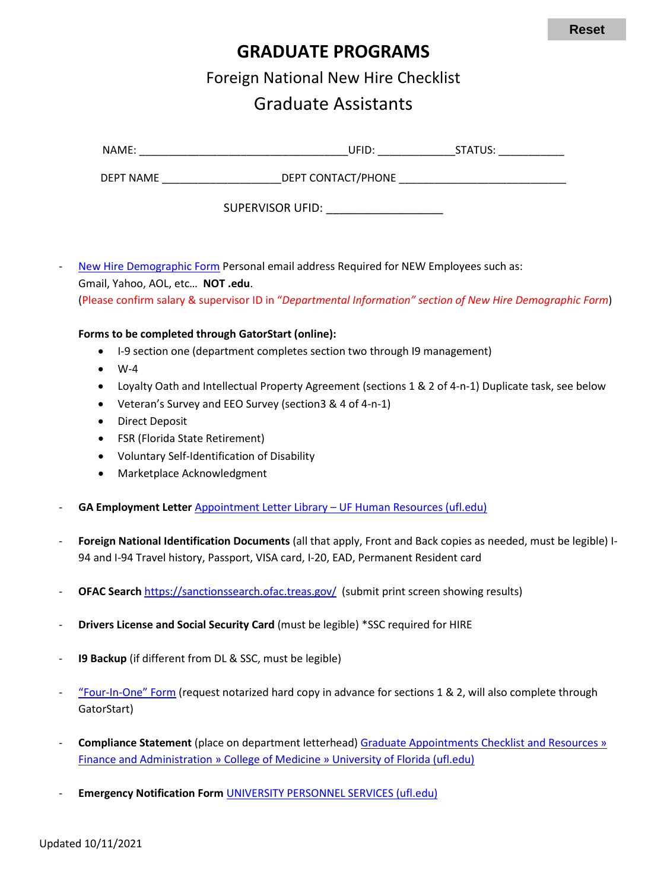Reset

# GRADUATE PROGRAMS

## Foreign National New Hire Checklist

## Graduate Assistants

NAME: ___________________________________UFID: _____________STATUS: ___________

DEPT NAME ____________________DEPT CONTACT/PHONE ____________________________

SUPERVISOR UFID: ___________________

- New Hire Demographic Form Personal email address Required for NEW Employees such as: Gmail, Yahoo, AOL, etc… **NOT .edu**.
  (Please confirm salary & supervisor ID in *"Departmental Information" section of New Hire Demographic Form*)

  **Forms to be completed through GatorStart (online):**
  - I-9 section one (department completes section two through I9 management)
  - W-4
  - Loyalty Oath and Intellectual Property Agreement (sections 1 & 2 of 4-n-1) Duplicate task, see below
  - Veteran's Survey and EEO Survey (section3 & 4 of 4-n-1)
  - Direct Deposit
  - FSR (Florida State Retirement)
  - Voluntary Self-Identification of Disability
  - Marketplace Acknowledgment

- **GA Employment Letter** Appointment Letter Library – UF Human Resources (ufl.edu)

- **Foreign National Identification Documents** (all that apply, Front and Back copies as needed, must be legible) I-94 and I-94 Travel history, Passport, VISA card, I-20, EAD, Permanent Resident card

- **OFAC Search** https://sanctionssearch.ofac.treas.gov/ (submit print screen showing results)

- **Drivers License and Social Security Card** (must be legible) *SSC required for HIRE

- **I9 Backup** (if different from DL & SSC, must be legible)

- "Four-In-One" Form (request notarized hard copy in advance for sections 1 & 2, will also complete through GatorStart)

- **Compliance Statement** (place on department letterhead) Graduate Appointments Checklist and Resources » Finance and Administration » College of Medicine » University of Florida (ufl.edu)

- **Emergency Notification Form** UNIVERSITY PERSONNEL SERVICES (ufl.edu)

Updated 10/11/2021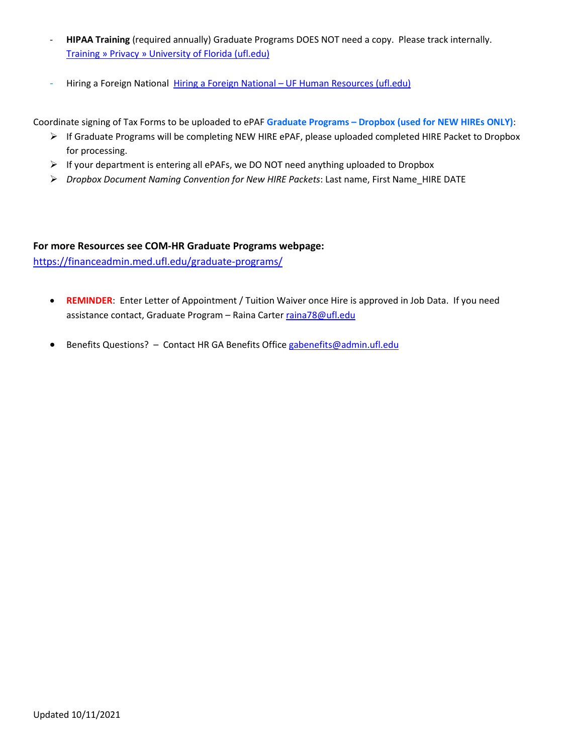- **HIPAA Training** (required annually) Graduate Programs DOES NOT need a copy. Please track internally. [Training » Privacy » University of Florida (ufl.edu)]

- Hiring a Foreign National [Hiring a Foreign National – UF Human Resources (ufl.edu)]

Coordinate signing of Tax Forms to be uploaded to ePAF **Graduate Programs – Dropbox (used for NEW HIREs ONLY)**:

- If Graduate Programs will be completing NEW HIRE ePAF, please uploaded completed HIRE Packet to Dropbox for processing.
- If your department is entering all ePAFs, we DO NOT need anything uploaded to Dropbox
- *Dropbox Document Naming Convention for New HIRE Packets*: Last name, First Name_HIRE DATE

**For more Resources see COM-HR Graduate Programs webpage:**
https://financeadmin.med.ufl.edu/graduate-programs/

- **REMINDER**: Enter Letter of Appointment / Tuition Waiver once Hire is approved in Job Data. If you need assistance contact, Graduate Program – Raina Carter raina78@ufl.edu

- Benefits Questions? – Contact HR GA Benefits Office gabenefits@admin.ufl.edu

Updated 10/11/2021